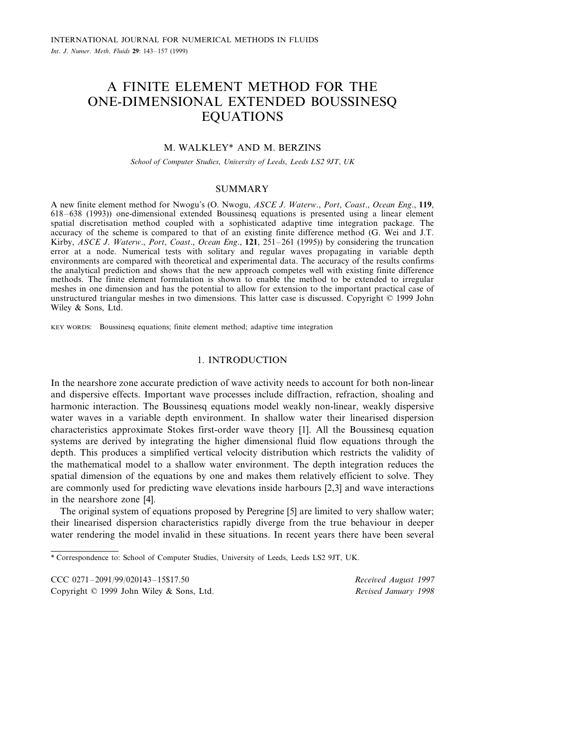# A FINITE ELEMENT METHOD FOR THE ONE-DIMENSIONAL EXTENDED BOUSSINESQ EQUATIONS

M. WALKLEY* AND M. BERZINS

*School of Computer Studies, University of Leeds, Leeds LS2 9JT, UK*

## SUMMARY

A new finite element method for Nwogu's (O. Nwogu, *ASCE J. Waterw., Port, Coast., Ocean Eng.*, **119**, 618–638 (1993)) one-dimensional extended Boussinesq equations is presented using a linear element spatial discretisation method coupled with a sophisticated adaptive time integration package. The accuracy of the scheme is compared to that of an existing finite difference method (G. Wei and J.T. Kirby, *ASCE J. Waterw., Port, Coast., Ocean Eng.*, **121**, 251–261 (1995)) by considering the truncation error at a node. Numerical tests with solitary and regular waves propagating in variable depth environments are compared with theoretical and experimental data. The accuracy of the results confirms the analytical prediction and shows that the new approach competes well with existing finite difference methods. The finite element formulation is shown to enable the method to be extended to irregular meshes in one dimension and has the potential to allow for extension to the important practical case of unstructured triangular meshes in two dimensions. This latter case is discussed. Copyright © 1999 John Wiley & Sons, Ltd.

KEY WORDS: Boussinesq equations; finite element method; adaptive time integration

## 1. INTRODUCTION

In the nearshore zone accurate prediction of wave activity needs to account for both non-linear and dispersive effects. Important wave processes include diffraction, refraction, shoaling and harmonic interaction. The Boussinesq equations model weakly non-linear, weakly dispersive water waves in a variable depth environment. In shallow water their linearised dispersion characteristics approximate Stokes first-order wave theory [1]. All the Boussinesq equation systems are derived by integrating the higher dimensional fluid flow equations through the depth. This produces a simplified vertical velocity distribution which restricts the validity of the mathematical model to a shallow water environment. The depth integration reduces the spatial dimension of the equations by one and makes them relatively efficient to solve. They are commonly used for predicting wave elevations inside harbours [2,3] and wave interactions in the nearshore zone [4].

The original system of equations proposed by Peregrine [5] are limited to very shallow water; their linearised dispersion characteristics rapidly diverge from the true behaviour in deeper water rendering the model invalid in these situations. In recent years there have been several

\* Correspondence to: School of Computer Studies, University of Leeds, Leeds LS2 9JT, UK.

CCC 0271–2091/99/020143–15$17.50
Copyright © 1999 John Wiley & Sons, Ltd.

*Received August 1997*
*Revised January 1998*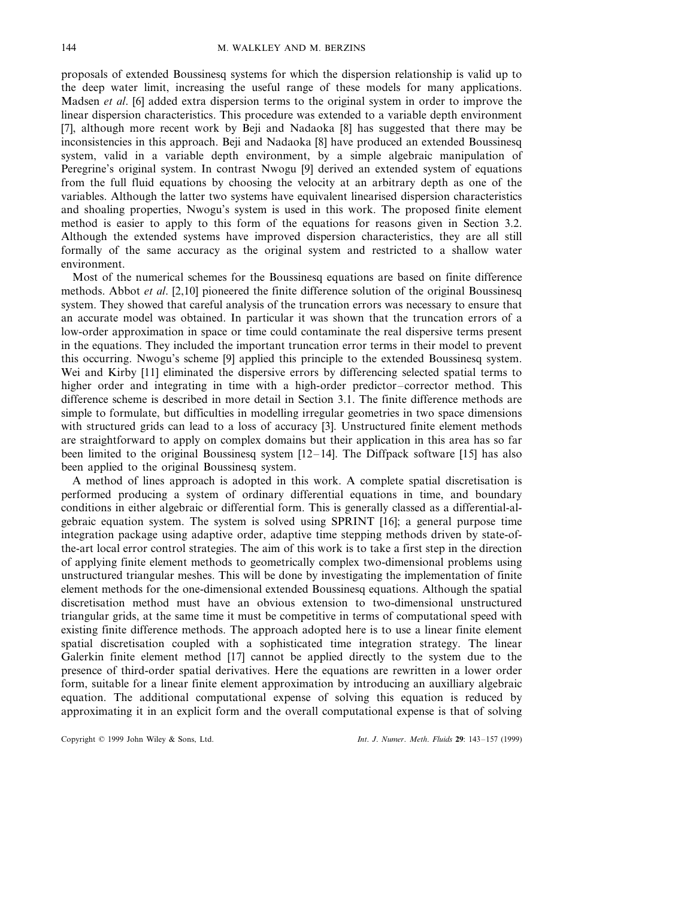proposals of extended Boussinesq systems for which the dispersion relationship is valid up to the deep water limit, increasing the useful range of these models for many applications. Madsen *et al*. [6] added extra dispersion terms to the original system in order to improve the linear dispersion characteristics. This procedure was extended to a variable depth environment [7], although more recent work by Beji and Nadaoka [8] has suggested that there may be inconsistencies in this approach. Beji and Nadaoka [8] have produced an extended Boussinesq system, valid in a variable depth environment, by a simple algebraic manipulation of Peregrine's original system. In contrast Nwogu [9] derived an extended system of equations from the full fluid equations by choosing the velocity at an arbitrary depth as one of the variables. Although the latter two systems have equivalent linearised dispersion characteristics and shoaling properties, Nwogu's system is used in this work. The proposed finite element method is easier to apply to this form of the equations for reasons given in Section 3.2. Although the extended systems have improved dispersion characteristics, they are all still formally of the same accuracy as the original system and restricted to a shallow water environment.

Most of the numerical schemes for the Boussinesq equations are based on finite difference methods. Abbot *et al*. [2,10] pioneered the finite difference solution of the original Boussinesq system. They showed that careful analysis of the truncation errors was necessary to ensure that an accurate model was obtained. In particular it was shown that the truncation errors of a low-order approximation in space or time could contaminate the real dispersive terms present in the equations. They included the important truncation error terms in their model to prevent this occurring. Nwogu's scheme [9] applied this principle to the extended Boussinesq system. Wei and Kirby [11] eliminated the dispersive errors by differencing selected spatial terms to higher order and integrating in time with a high-order predictor–corrector method. This difference scheme is described in more detail in Section 3.1. The finite difference methods are simple to formulate, but difficulties in modelling irregular geometries in two space dimensions with structured grids can lead to a loss of accuracy [3]. Unstructured finite element methods are straightforward to apply on complex domains but their application in this area has so far been limited to the original Boussinesq system [12–14]. The Diffpack software [15] has also been applied to the original Boussinesq system.

A method of lines approach is adopted in this work. A complete spatial discretisation is performed producing a system of ordinary differential equations in time, and boundary conditions in either algebraic or differential form. This is generally classed as a differential-algebraic equation system. The system is solved using SPRINT [16]; a general purpose time integration package using adaptive order, adaptive time stepping methods driven by state-of-the-art local error control strategies. The aim of this work is to take a first step in the direction of applying finite element methods to geometrically complex two-dimensional problems using unstructured triangular meshes. This will be done by investigating the implementation of finite element methods for the one-dimensional extended Boussinesq equations. Although the spatial discretisation method must have an obvious extension to two-dimensional unstructured triangular grids, at the same time it must be competitive in terms of computational speed with existing finite difference methods. The approach adopted here is to use a linear finite element spatial discretisation coupled with a sophisticated time integration strategy. The linear Galerkin finite element method [17] cannot be applied directly to the system due to the presence of third-order spatial derivatives. Here the equations are rewritten in a lower order form, suitable for a linear finite element approximation by introducing an auxilliary algebraic equation. The additional computational expense of solving this equation is reduced by approximating it in an explicit form and the overall computational expense is that of solving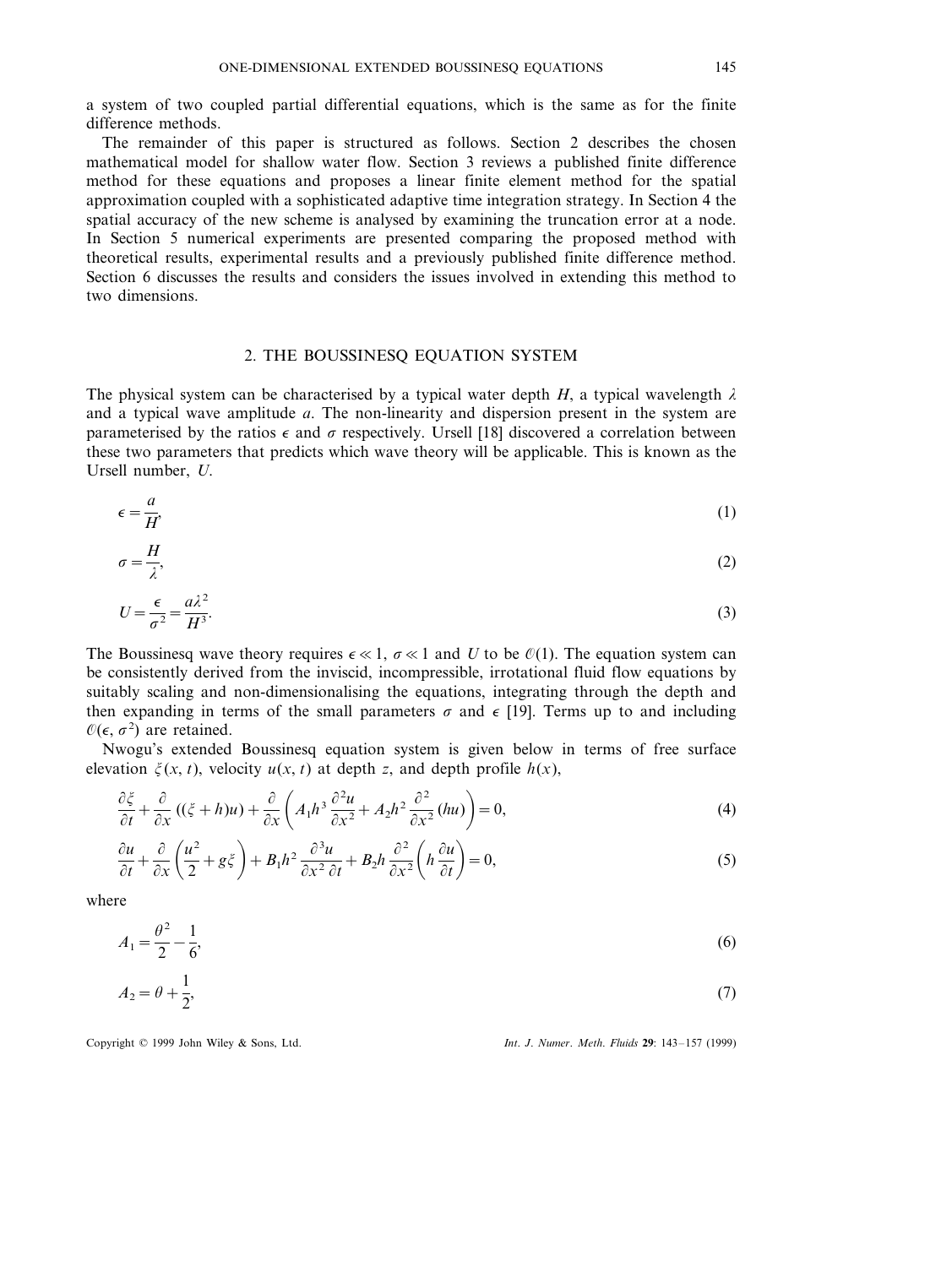a system of two coupled partial differential equations, which is the same as for the finite difference methods.

The remainder of this paper is structured as follows. Section 2 describes the chosen mathematical model for shallow water flow. Section 3 reviews a published finite difference method for these equations and proposes a linear finite element method for the spatial approximation coupled with a sophisticated adaptive time integration strategy. In Section 4 the spatial accuracy of the new scheme is analysed by examining the truncation error at a node. In Section 5 numerical experiments are presented comparing the proposed method with theoretical results, experimental results and a previously published finite difference method. Section 6 discusses the results and considers the issues involved in extending this method to two dimensions.

## 2. THE BOUSSINESQ EQUATION SYSTEM

The physical system can be characterised by a typical water depth $H$, a typical wavelength $\lambda$ and a typical wave amplitude $a$. The non-linearity and dispersion present in the system are parameterised by the ratios $\epsilon$ and $\sigma$ respectively. Ursell [18] discovered a correlation between these two parameters that predicts which wave theory will be applicable. This is known as the Ursell number, $U$.

$$\epsilon = \frac{a}{H}, \tag{1}$$

$$\sigma = \frac{H}{\lambda}, \tag{2}$$

$$U = \frac{\epsilon}{\sigma^2} = \frac{a\lambda^2}{H^3}. \tag{3}$$

The Boussinesq wave theory requires $\epsilon \ll 1$, $\sigma \ll 1$ and $U$ to be $\mathcal{O}(1)$. The equation system can be consistently derived from the inviscid, incompressible, irrotational fluid flow equations by suitably scaling and non-dimensionalising the equations, integrating through the depth and then expanding in terms of the small parameters $\sigma$ and $\epsilon$ [19]. Terms up to and including $\mathcal{O}(\epsilon, \sigma^2)$ are retained.

Nwogu's extended Boussinesq equation system is given below in terms of free surface elevation $\xi(x, t)$, velocity $u(x, t)$ at depth $z$, and depth profile $h(x)$,

$$\frac{\partial \xi}{\partial t} + \frac{\partial}{\partial x}\left((\xi + h)u\right) + \frac{\partial}{\partial x}\left(A_1 h^3 \frac{\partial^2 u}{\partial x^2} + A_2 h^2 \frac{\partial^2}{\partial x^2}(hu)\right) = 0, \tag{4}$$

$$\frac{\partial u}{\partial t} + \frac{\partial}{\partial x}\left(\frac{u^2}{2} + g\xi\right) + B_1 h^2 \frac{\partial^3 u}{\partial x^2 \, \partial t} + B_2 h \frac{\partial^2}{\partial x^2}\left(h \frac{\partial u}{\partial t}\right) = 0, \tag{5}$$

where

$$A_1 = \frac{\theta^2}{2} - \frac{1}{6}, \tag{6}$$

$$A_2 = \theta + \frac{1}{2}, \tag{7}$$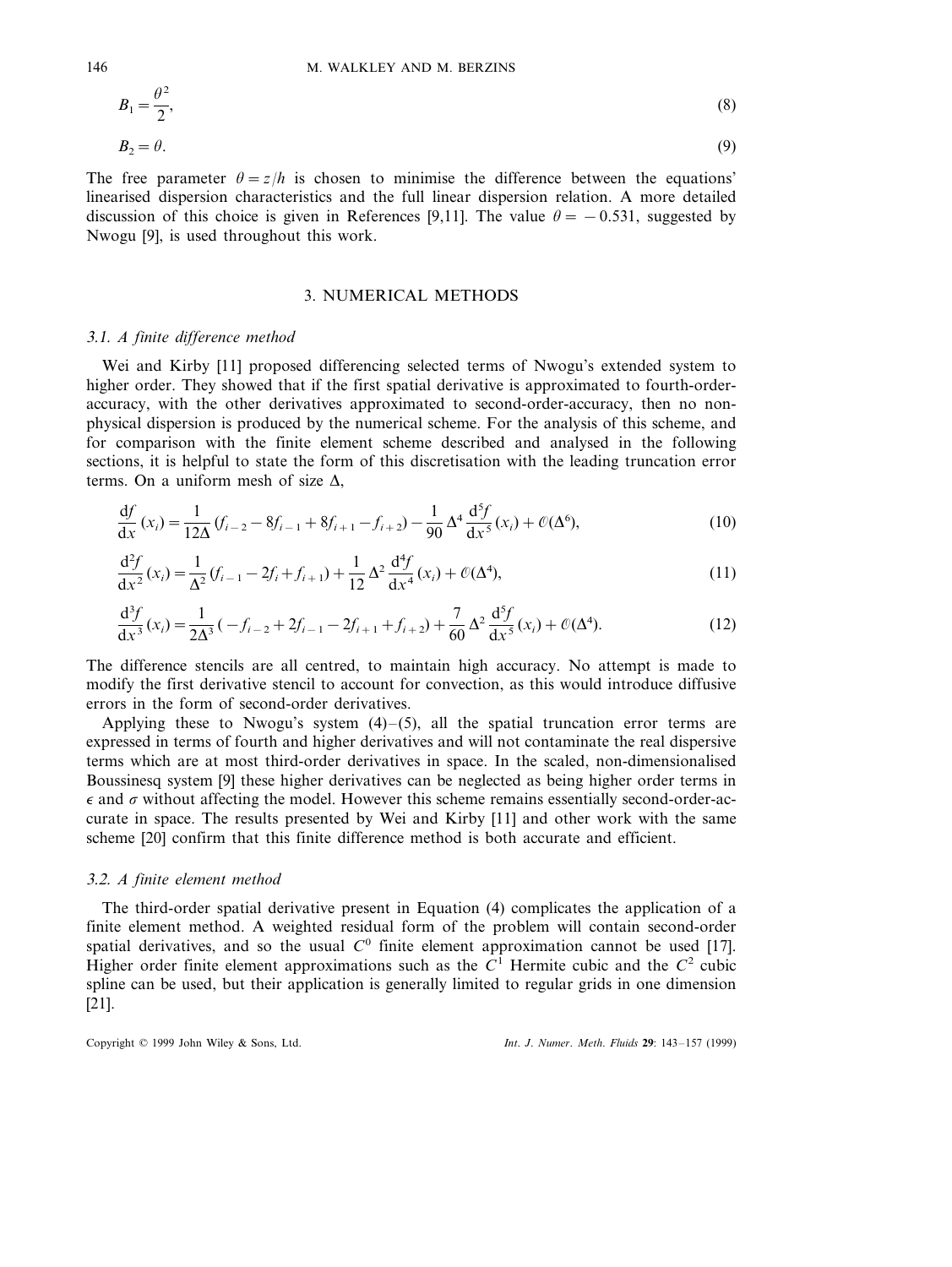$$B_1 = \frac{\theta^2}{2}, \tag{8}$$

$$B_2 = \theta. \tag{9}$$

The free parameter $\theta = z/h$ is chosen to minimise the difference between the equations' linearised dispersion characteristics and the full linear dispersion relation. A more detailed discussion of this choice is given in References [9,11]. The value $\theta = -0.531$, suggested by Nwogu [9], is used throughout this work.

## 3. NUMERICAL METHODS

### 3.1. A finite difference method

Wei and Kirby [11] proposed differencing selected terms of Nwogu's extended system to higher order. They showed that if the first spatial derivative is approximated to fourth-order-accuracy, with the other derivatives approximated to second-order-accuracy, then no non-physical dispersion is produced by the numerical scheme. For the analysis of this scheme, and for comparison with the finite element scheme described and analysed in the following sections, it is helpful to state the form of this discretisation with the leading truncation error terms. On a uniform mesh of size $\Delta$,

$$\frac{\mathrm{d}f}{\mathrm{d}x}(x_i) = \frac{1}{12\Delta}(f_{i-2} - 8f_{i-1} + 8f_{i+1} - f_{i+2}) - \frac{1}{90}\Delta^4 \frac{\mathrm{d}^5 f}{\mathrm{d}x^5}(x_i) + \mathcal{O}(\Delta^6), \tag{10}$$

$$\frac{\mathrm{d}^2 f}{\mathrm{d}x^2}(x_i) = \frac{1}{\Delta^2}(f_{i-1} - 2f_i + f_{i+1}) + \frac{1}{12}\Delta^2 \frac{\mathrm{d}^4 f}{\mathrm{d}x^4}(x_i) + \mathcal{O}(\Delta^4), \tag{11}$$

$$\frac{\mathrm{d}^3 f}{\mathrm{d}x^3}(x_i) = \frac{1}{2\Delta^3}(-f_{i-2} + 2f_{i-1} - 2f_{i+1} + f_{i+2}) + \frac{7}{60}\Delta^2 \frac{\mathrm{d}^5 f}{\mathrm{d}x^5}(x_i) + \mathcal{O}(\Delta^4). \tag{12}$$

The difference stencils are all centred, to maintain high accuracy. No attempt is made to modify the first derivative stencil to account for convection, as this would introduce diffusive errors in the form of second-order derivatives.

Applying these to Nwogu's system (4)–(5), all the spatial truncation error terms are expressed in terms of fourth and higher derivatives and will not contaminate the real dispersive terms which are at most third-order derivatives in space. In the scaled, non-dimensionalised Boussinesq system [9] these higher derivatives can be neglected as being higher order terms in $\epsilon$ and $\sigma$ without affecting the model. However this scheme remains essentially second-order-accurate in space. The results presented by Wei and Kirby [11] and other work with the same scheme [20] confirm that this finite difference method is both accurate and efficient.

### 3.2. A finite element method

The third-order spatial derivative present in Equation (4) complicates the application of a finite element method. A weighted residual form of the problem will contain second-order spatial derivatives, and so the usual $C^0$ finite element approximation cannot be used [17]. Higher order finite element approximations such as the $C^1$ Hermite cubic and the $C^2$ cubic spline can be used, but their application is generally limited to regular grids in one dimension [21].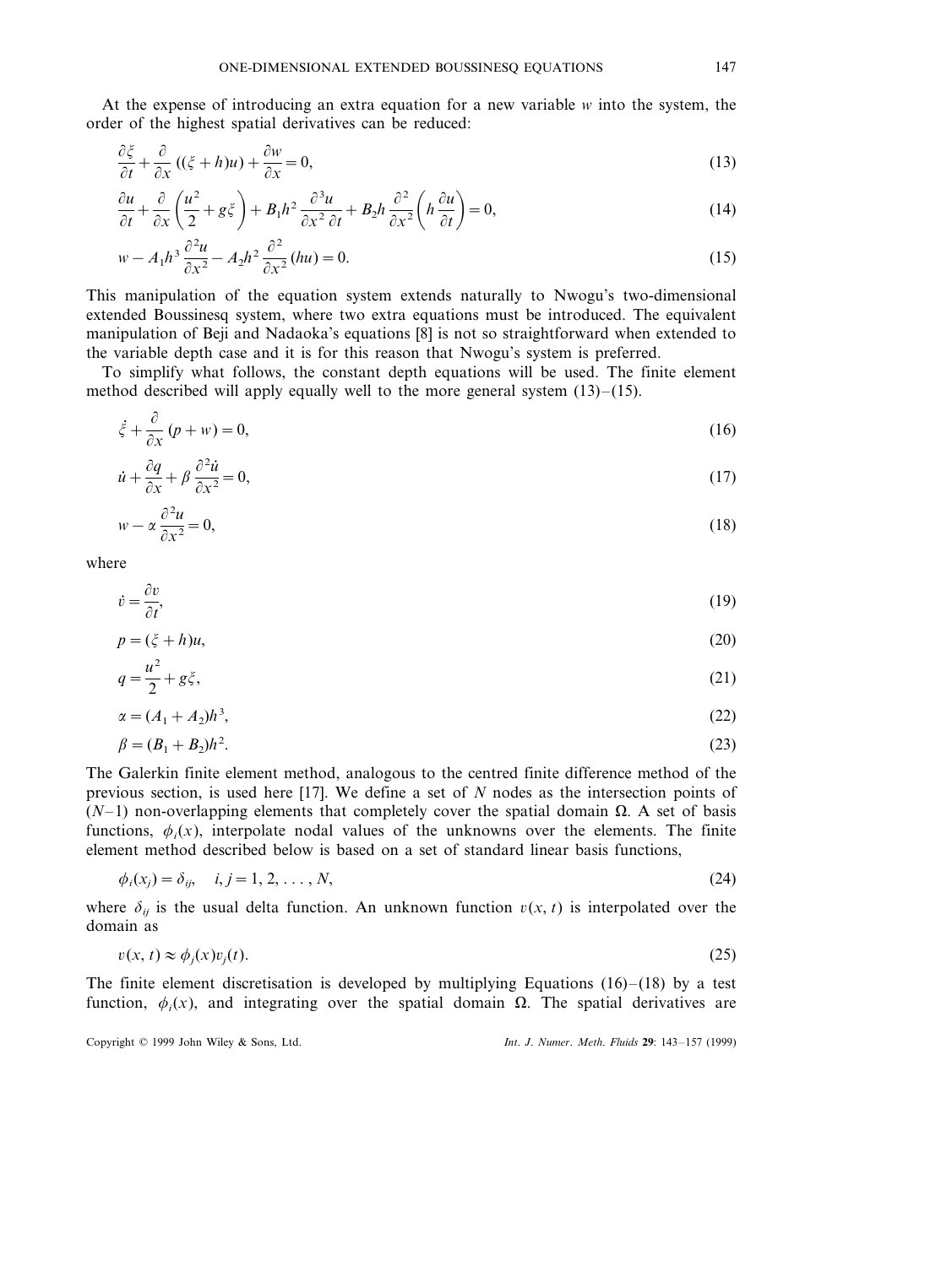At the expense of introducing an extra equation for a new variable $w$ into the system, the order of the highest spatial derivatives can be reduced:

$$\frac{\partial \xi}{\partial t} + \frac{\partial}{\partial x}((\xi + h)u) + \frac{\partial w}{\partial x} = 0, \tag{13}$$

$$\frac{\partial u}{\partial t} + \frac{\partial}{\partial x}\left(\frac{u^2}{2} + g\xi\right) + B_1 h^2 \frac{\partial^3 u}{\partial x^2 \, \partial t} + B_2 h \frac{\partial^2}{\partial x^2}\left(h \frac{\partial u}{\partial t}\right) = 0, \tag{14}$$

$$w - A_1 h^3 \frac{\partial^2 u}{\partial x^2} - A_2 h^2 \frac{\partial^2}{\partial x^2}(hu) = 0. \tag{15}$$

This manipulation of the equation system extends naturally to Nwogu's two-dimensional extended Boussinesq system, where two extra equations must be introduced. The equivalent manipulation of Beji and Nadaoka's equations [8] is not so straightforward when extended to the variable depth case and it is for this reason that Nwogu's system is preferred.

To simplify what follows, the constant depth equations will be used. The finite element method described will apply equally well to the more general system (13)–(15).

$$\dot{\xi} + \frac{\partial}{\partial x}(p + w) = 0, \tag{16}$$

$$\dot{u} + \frac{\partial q}{\partial x} + \beta \frac{\partial^2 \dot{u}}{\partial x^2} = 0, \tag{17}$$

$$w - \alpha \frac{\partial^2 u}{\partial x^2} = 0, \tag{18}$$

where

$$\dot{v} = \frac{\partial v}{\partial t}, \tag{19}$$

$$p = (\xi + h)u, \tag{20}$$

$$q = \frac{u^2}{2} + g\xi, \tag{21}$$

$$\alpha = (A_1 + A_2)h^3, \tag{22}$$

$$\beta = (B_1 + B_2)h^2. \tag{23}$$

The Galerkin finite element method, analogous to the centred finite difference method of the previous section, is used here [17]. We define a set of $N$ nodes as the intersection points of $(N-1)$ non-overlapping elements that completely cover the spatial domain $\Omega$. A set of basis functions, $\phi_i(x)$, interpolate nodal values of the unknowns over the elements. The finite element method described below is based on a set of standard linear basis functions,

$$\phi_i(x_j) = \delta_{ij}, \quad i, j = 1, 2, \ldots, N, \tag{24}$$

where $\delta_{ij}$ is the usual delta function. An unknown function $v(x, t)$ is interpolated over the domain as

$$v(x, t) \approx \phi_j(x) v_j(t). \tag{25}$$

The finite element discretisation is developed by multiplying Equations (16)–(18) by a test function, $\phi_i(x)$, and integrating over the spatial domain $\Omega$. The spatial derivatives are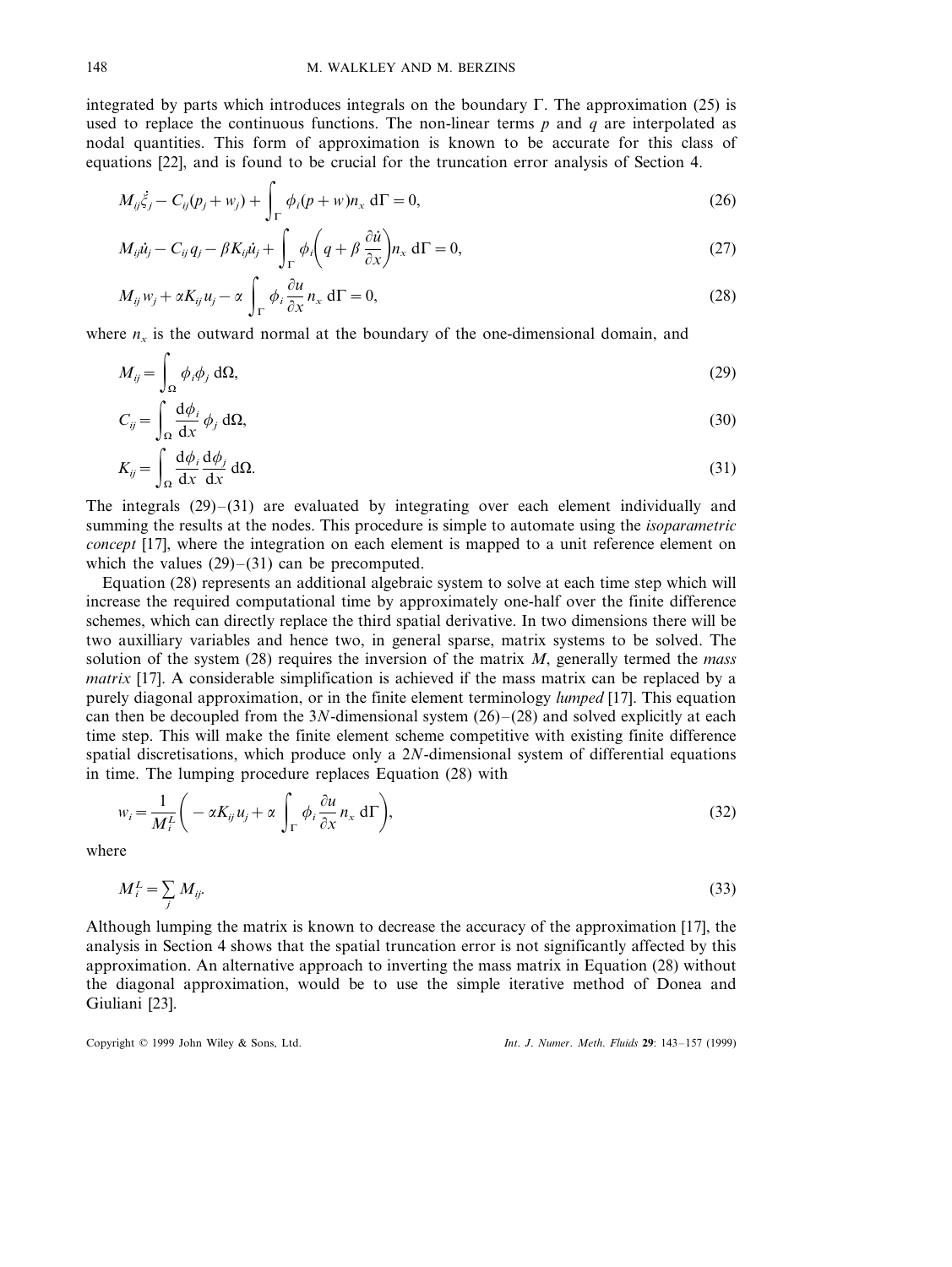integrated by parts which introduces integrals on the boundary $\Gamma$. The approximation (25) is used to replace the continuous functions. The non-linear terms $p$ and $q$ are interpolated as nodal quantities. This form of approximation is known to be accurate for this class of equations [22], and is found to be crucial for the truncation error analysis of Section 4.

$$M_{ij}\dot{\xi}_j - C_{ij}(p_j + w_j) + \int_{\Gamma} \phi_i (p + w) n_x \, \mathrm{d}\Gamma = 0, \tag{26}$$

$$M_{ij}\dot{u}_j - C_{ij} q_j - \beta K_{ij}\dot{u}_j + \int_{\Gamma} \phi_i \left( q + \beta \frac{\partial \dot{u}}{\partial x} \right) n_x \, \mathrm{d}\Gamma = 0, \tag{27}$$

$$M_{ij} w_j + \alpha K_{ij} u_j - \alpha \int_{\Gamma} \phi_i \frac{\partial u}{\partial x} n_x \, \mathrm{d}\Gamma = 0, \tag{28}$$

where $n_x$ is the outward normal at the boundary of the one-dimensional domain, and

$$M_{ij} = \int_{\Omega} \phi_i \phi_j \, \mathrm{d}\Omega, \tag{29}$$

$$C_{ij} = \int_{\Omega} \frac{\mathrm{d}\phi_i}{\mathrm{d}x} \phi_j \, \mathrm{d}\Omega, \tag{30}$$

$$K_{ij} = \int_{\Omega} \frac{\mathrm{d}\phi_i}{\mathrm{d}x} \frac{\mathrm{d}\phi_j}{\mathrm{d}x} \, \mathrm{d}\Omega. \tag{31}$$

The integrals (29)–(31) are evaluated by integrating over each element individually and summing the results at the nodes. This procedure is simple to automate using the *isoparametric concept* [17], where the integration on each element is mapped to a unit reference element on which the values (29)–(31) can be precomputed.

Equation (28) represents an additional algebraic system to solve at each time step which will increase the required computational time by approximately one-half over the finite difference schemes, which can directly replace the third spatial derivative. In two dimensions there will be two auxilliary variables and hence two, in general sparse, matrix systems to be solved. The solution of the system (28) requires the inversion of the matrix $M$, generally termed the *mass matrix* [17]. A considerable simplification is achieved if the mass matrix can be replaced by a purely diagonal approximation, or in the finite element terminology *lumped* [17]. This equation can then be decoupled from the $3N$-dimensional system (26)–(28) and solved explicitly at each time step. This will make the finite element scheme competitive with existing finite difference spatial discretisations, which produce only a $2N$-dimensional system of differential equations in time. The lumping procedure replaces Equation (28) with

$$w_i = \frac{1}{M_i^L} \left( -\alpha K_{ij} u_j + \alpha \int_{\Gamma} \phi_i \frac{\partial u}{\partial x} n_x \, \mathrm{d}\Gamma \right), \tag{32}$$

where

$$M_i^L = \sum_j M_{ij}. \tag{33}$$

Although lumping the matrix is known to decrease the accuracy of the approximation [17], the analysis in Section 4 shows that the spatial truncation error is not significantly affected by this approximation. An alternative approach to inverting the mass matrix in Equation (28) without the diagonal approximation, would be to use the simple iterative method of Donea and Giuliani [23].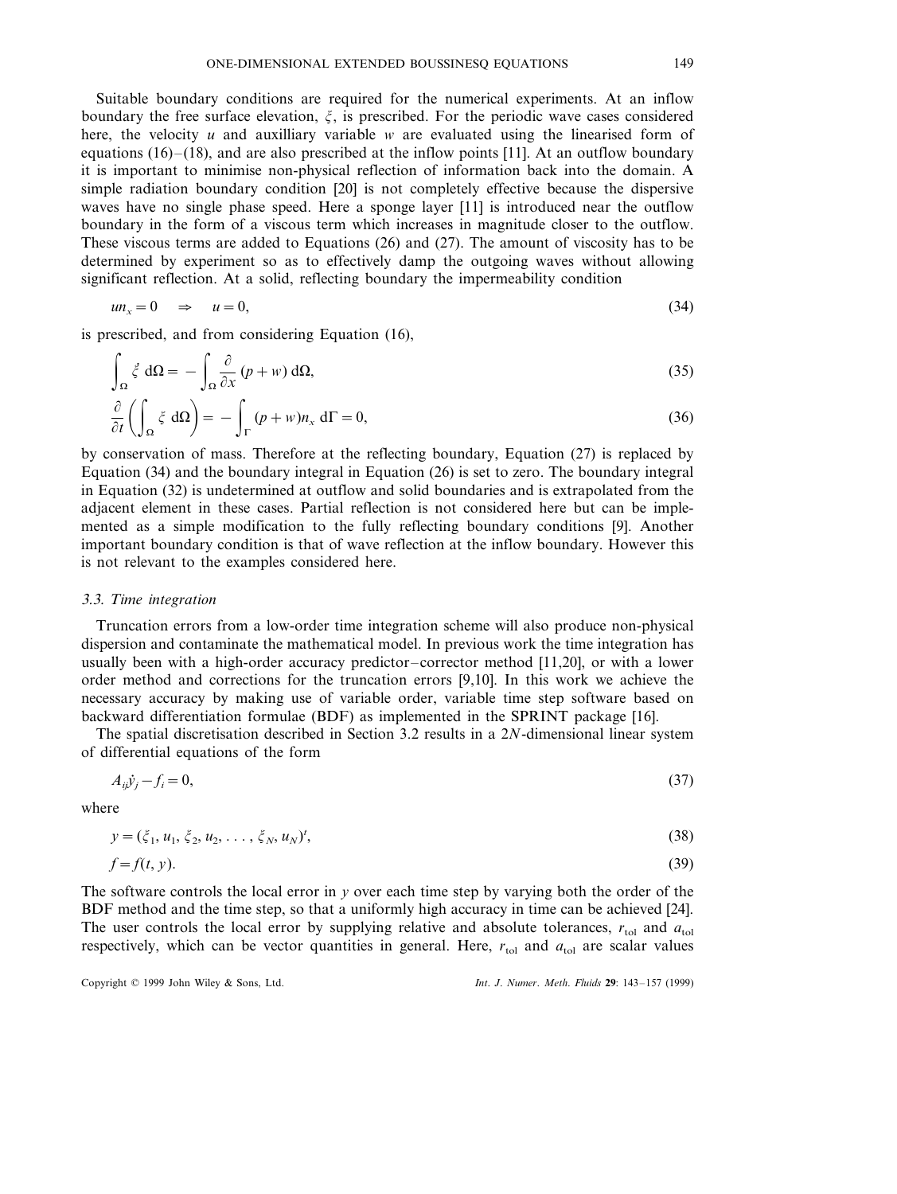Suitable boundary conditions are required for the numerical experiments. At an inflow boundary the free surface elevation, $\xi$, is prescribed. For the periodic wave cases considered here, the velocity $u$ and auxilliary variable $w$ are evaluated using the linearised form of equations (16)–(18), and are also prescribed at the inflow points [11]. At an outflow boundary it is important to minimise non-physical reflection of information back into the domain. A simple radiation boundary condition [20] is not completely effective because the dispersive waves have no single phase speed. Here a sponge layer [11] is introduced near the outflow boundary in the form of a viscous term which increases in magnitude closer to the outflow. These viscous terms are added to Equations (26) and (27). The amount of viscosity has to be determined by experiment so as to effectively damp the outgoing waves without allowing significant reflection. At a solid, reflecting boundary the impermeability condition

$$un_x = 0 \quad \Rightarrow \quad u = 0, \tag{34}$$

is prescribed, and from considering Equation (16),

$$\int_\Omega \dot{\xi}\, \mathrm{d}\Omega = -\int_\Omega \frac{\partial}{\partial x}(p + w)\, \mathrm{d}\Omega, \tag{35}$$

$$\frac{\partial}{\partial t}\left(\int_\Omega \xi\, \mathrm{d}\Omega\right) = -\int_\Gamma (p + w) n_x\, \mathrm{d}\Gamma = 0, \tag{36}$$

by conservation of mass. Therefore at the reflecting boundary, Equation (27) is replaced by Equation (34) and the boundary integral in Equation (26) is set to zero. The boundary integral in Equation (32) is undetermined at outflow and solid boundaries and is extrapolated from the adjacent element in these cases. Partial reflection is not considered here but can be implemented as a simple modification to the fully reflecting boundary conditions [9]. Another important boundary condition is that of wave reflection at the inflow boundary. However this is not relevant to the examples considered here.

### 3.3. Time integration

Truncation errors from a low-order time integration scheme will also produce non-physical dispersion and contaminate the mathematical model. In previous work the time integration has usually been with a high-order accuracy predictor–corrector method [11,20], or with a lower order method and corrections for the truncation errors [9,10]. In this work we achieve the necessary accuracy by making use of variable order, variable time step software based on backward differentiation formulae (BDF) as implemented in the SPRINT package [16].

The spatial discretisation described in Section 3.2 results in a $2N$-dimensional linear system of differential equations of the form

$$A_{ij}\dot{y}_j - f_i = 0, \tag{37}$$

where

$$y = (\xi_1, u_1, \xi_2, u_2, \ldots, \xi_N, u_N)^t, \tag{38}$$

$$f = f(t, y). \tag{39}$$

The software controls the local error in $y$ over each time step by varying both the order of the BDF method and the time step, so that a uniformly high accuracy in time can be achieved [24]. The user controls the local error by supplying relative and absolute tolerances, $r_{\mathrm{tol}}$ and $a_{\mathrm{tol}}$ respectively, which can be vector quantities in general. Here, $r_{\mathrm{tol}}$ and $a_{\mathrm{tol}}$ are scalar values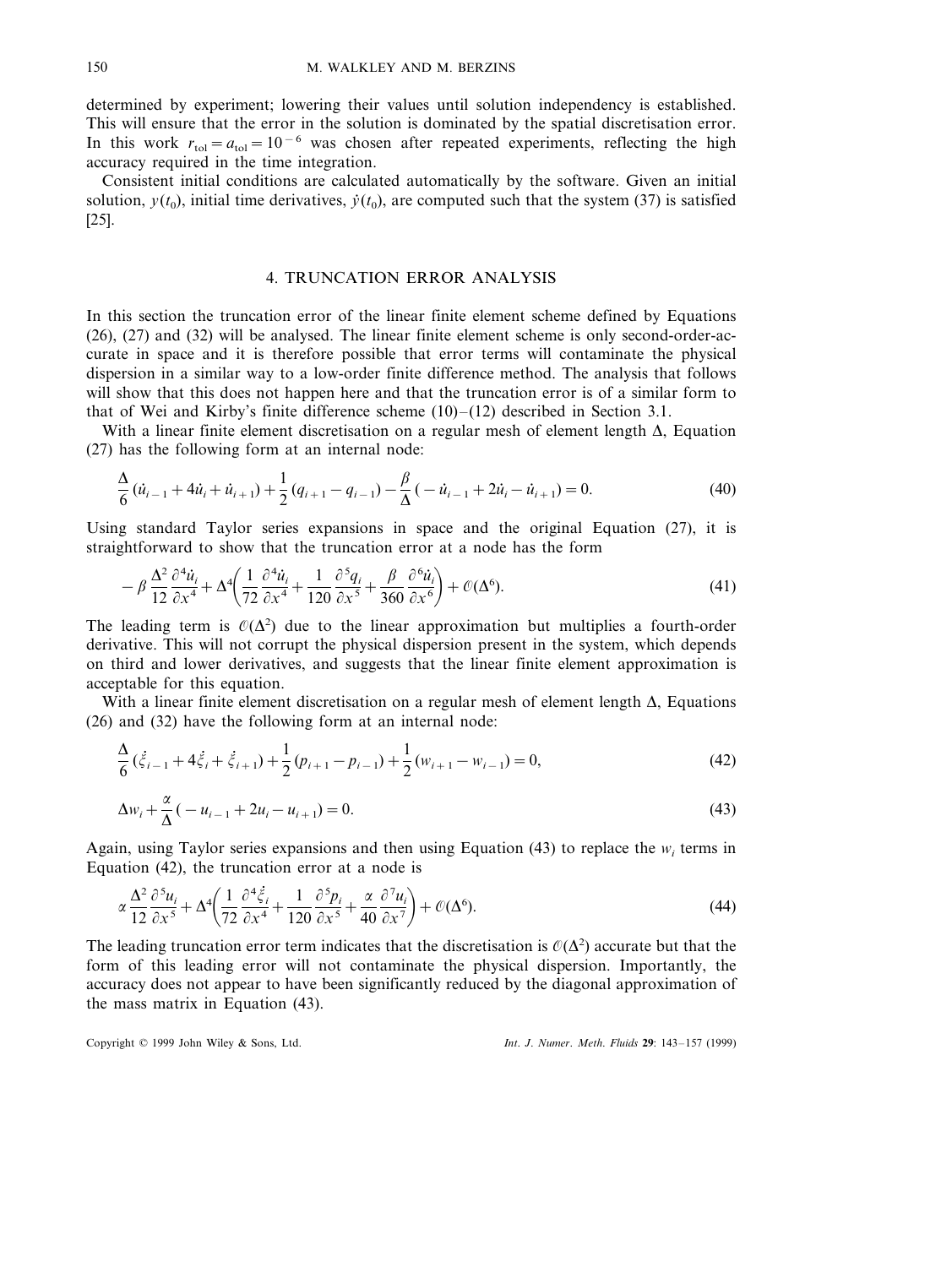determined by experiment; lowering their values until solution independency is established. This will ensure that the error in the solution is dominated by the spatial discretisation error. In this work $r_{\text{tol}} = a_{\text{tol}} = 10^{-6}$ was chosen after repeated experiments, reflecting the high accuracy required in the time integration.

Consistent initial conditions are calculated automatically by the software. Given an initial solution, $y(t_0)$, initial time derivatives, $\dot{y}(t_0)$, are computed such that the system (37) is satisfied [25].

## 4. TRUNCATION ERROR ANALYSIS

In this section the truncation error of the linear finite element scheme defined by Equations (26), (27) and (32) will be analysed. The linear finite element scheme is only second-order-accurate in space and it is therefore possible that error terms will contaminate the physical dispersion in a similar way to a low-order finite difference method. The analysis that follows will show that this does not happen here and that the truncation error is of a similar form to that of Wei and Kirby's finite difference scheme (10)–(12) described in Section 3.1.

With a linear finite element discretisation on a regular mesh of element length $\Delta$, Equation (27) has the following form at an internal node:

$$\frac{\Delta}{6}(\dot{u}_{i-1} + 4\dot{u}_i + \dot{u}_{i+1}) + \frac{1}{2}(q_{i+1} - q_{i-1}) - \frac{\beta}{\Delta}(-\dot{u}_{i-1} + 2\dot{u}_i - \dot{u}_{i+1}) = 0. \tag{40}$$

Using standard Taylor series expansions in space and the original Equation (27), it is straightforward to show that the truncation error at a node has the form

$$-\beta\frac{\Delta^2}{12}\frac{\partial^4 \dot{u}_i}{\partial x^4} + \Delta^4\left(\frac{1}{72}\frac{\partial^4 \dot{u}_i}{\partial x^4} + \frac{1}{120}\frac{\partial^5 q_i}{\partial x^5} + \frac{\beta}{360}\frac{\partial^6 \dot{u}_i}{\partial x^6}\right) + \mathcal{O}(\Delta^6). \tag{41}$$

The leading term is $\mathcal{O}(\Delta^2)$ due to the linear approximation but multiplies a fourth-order derivative. This will not corrupt the physical dispersion present in the system, which depends on third and lower derivatives, and suggests that the linear finite element approximation is acceptable for this equation.

With a linear finite element discretisation on a regular mesh of element length $\Delta$, Equations (26) and (32) have the following form at an internal node:

$$\frac{\Delta}{6}(\dot{\xi}_{i-1} + 4\dot{\xi}_i + \dot{\xi}_{i+1}) + \frac{1}{2}(p_{i+1} - p_{i-1}) + \frac{1}{2}(w_{i+1} - w_{i-1}) = 0, \tag{42}$$

$$\Delta w_i + \frac{\alpha}{\Delta}(-u_{i-1} + 2u_i - u_{i+1}) = 0. \tag{43}$$

Again, using Taylor series expansions and then using Equation (43) to replace the $w_i$ terms in Equation (42), the truncation error at a node is

$$\alpha\frac{\Delta^2}{12}\frac{\partial^5 u_i}{\partial x^5} + \Delta^4\left(\frac{1}{72}\frac{\partial^4 \dot{\xi}_i}{\partial x^4} + \frac{1}{120}\frac{\partial^5 p_i}{\partial x^5} + \frac{\alpha}{40}\frac{\partial^7 u_i}{\partial x^7}\right) + \mathcal{O}(\Delta^6). \tag{44}$$

The leading truncation error term indicates that the discretisation is $\mathcal{O}(\Delta^2)$ accurate but that the form of this leading error will not contaminate the physical dispersion. Importantly, the accuracy does not appear to have been significantly reduced by the diagonal approximation of the mass matrix in Equation (43).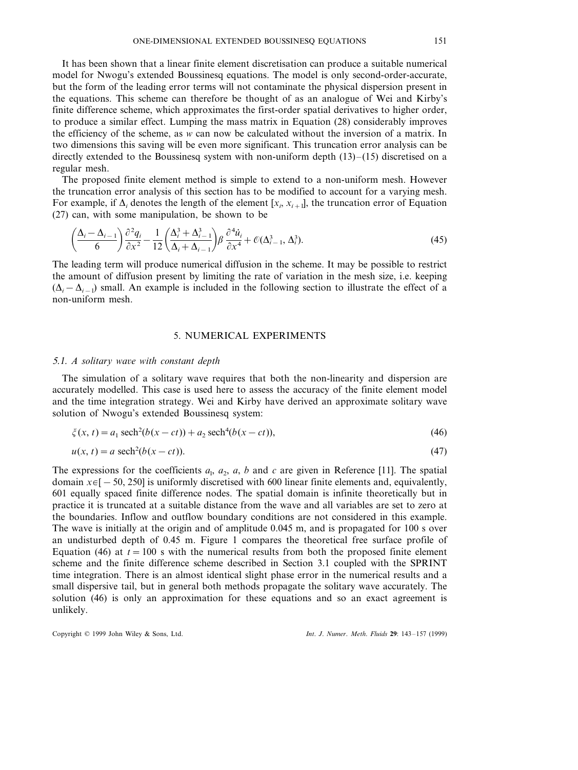It has been shown that a linear finite element discretisation can produce a suitable numerical model for Nwogu's extended Boussinesq equations. The model is only second-order-accurate, but the form of the leading error terms will not contaminate the physical dispersion present in the equations. This scheme can therefore be thought of as an analogue of Wei and Kirby's finite difference scheme, which approximates the first-order spatial derivatives to higher order, to produce a similar effect. Lumping the mass matrix in Equation (28) considerably improves the efficiency of the scheme, as $w$ can now be calculated without the inversion of a matrix. In two dimensions this saving will be even more significant. This truncation error analysis can be directly extended to the Boussinesq system with non-uniform depth (13)–(15) discretised on a regular mesh.

The proposed finite element method is simple to extend to a non-uniform mesh. However the truncation error analysis of this section has to be modified to account for a varying mesh. For example, if $\Delta_i$ denotes the length of the element $[x_i, x_{i+1}]$, the truncation error of Equation (27) can, with some manipulation, be shown to be

$$\left(\frac{\Delta_i - \Delta_{i-1}}{6}\right)\frac{\partial^2 q_i}{\partial x^2} - \frac{1}{12}\left(\frac{\Delta_i^3 + \Delta_{i-1}^3}{\Delta_i + \Delta_{i-1}}\right)\beta\,\frac{\partial^4 \dot{u}_i}{\partial x^4} + \mathcal{O}(\Delta_{i-1}^3, \Delta_i^3). \tag{45}$$

The leading term will produce numerical diffusion in the scheme. It may be possible to restrict the amount of diffusion present by limiting the rate of variation in the mesh size, i.e. keeping $(\Delta_i - \Delta_{i-1})$ small. An example is included in the following section to illustrate the effect of a non-uniform mesh.

## 5. NUMERICAL EXPERIMENTS

### 5.1. A solitary wave with constant depth

The simulation of a solitary wave requires that both the non-linearity and dispersion are accurately modelled. This case is used here to assess the accuracy of the finite element model and the time integration strategy. Wei and Kirby have derived an approximate solitary wave solution of Nwogu's extended Boussinesq system:

$$\xi(x, t) = a_1\,\mathrm{sech}^2(b(x - ct)) + a_2\,\mathrm{sech}^4(b(x - ct)), \tag{46}$$

$$u(x, t) = a\,\mathrm{sech}^2(b(x - ct)). \tag{47}$$

The expressions for the coefficients $a_1$, $a_2$, $a$, $b$ and $c$ are given in Reference [11]. The spatial domain $x \in [-50, 250]$ is uniformly discretised with 600 linear finite elements and, equivalently, 601 equally spaced finite difference nodes. The spatial domain is infinite theoretically but in practice it is truncated at a suitable distance from the wave and all variables are set to zero at the boundaries. Inflow and outflow boundary conditions are not considered in this example. The wave is initially at the origin and of amplitude 0.045 m, and is propagated for 100 s over an undisturbed depth of 0.45 m. Figure 1 compares the theoretical free surface profile of Equation (46) at $t = 100$ s with the numerical results from both the proposed finite element scheme and the finite difference scheme described in Section 3.1 coupled with the SPRINT time integration. There is an almost identical slight phase error in the numerical results and a small dispersive tail, but in general both methods propagate the solitary wave accurately. The solution (46) is only an approximation for these equations and so an exact agreement is unlikely.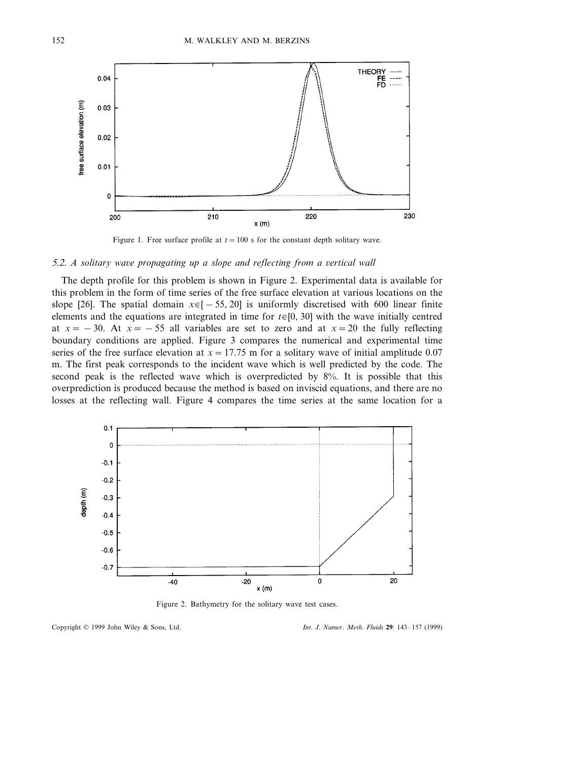Figure 1. Free surface profile at $t = 100$ s for the constant depth solitary wave.

### 5.2. A solitary wave propagating up a slope and reflecting from a vertical wall

The depth profile for this problem is shown in Figure 2. Experimental data is available for this problem in the form of time series of the free surface elevation at various locations on the slope [26]. The spatial domain $x \in [-55, 20]$ is uniformly discretised with 600 linear finite elements and the equations are integrated in time for $t \in [0, 30]$ with the wave initially centred at $x = -30$. At $x = -55$ all variables are set to zero and at $x = 20$ the fully reflecting boundary conditions are applied. Figure 3 compares the numerical and experimental time series of the free surface elevation at $x = 17.75$ m for a solitary wave of initial amplitude 0.07 m. The first peak corresponds to the incident wave which is well predicted by the code. The second peak is the reflected wave which is overpredicted by 8%. It is possible that this overprediction is produced because the method is based on inviscid equations, and there are no losses at the reflecting wall. Figure 4 compares the time series at the same location for a

Figure 2. Bathymetry for the solitary wave test cases.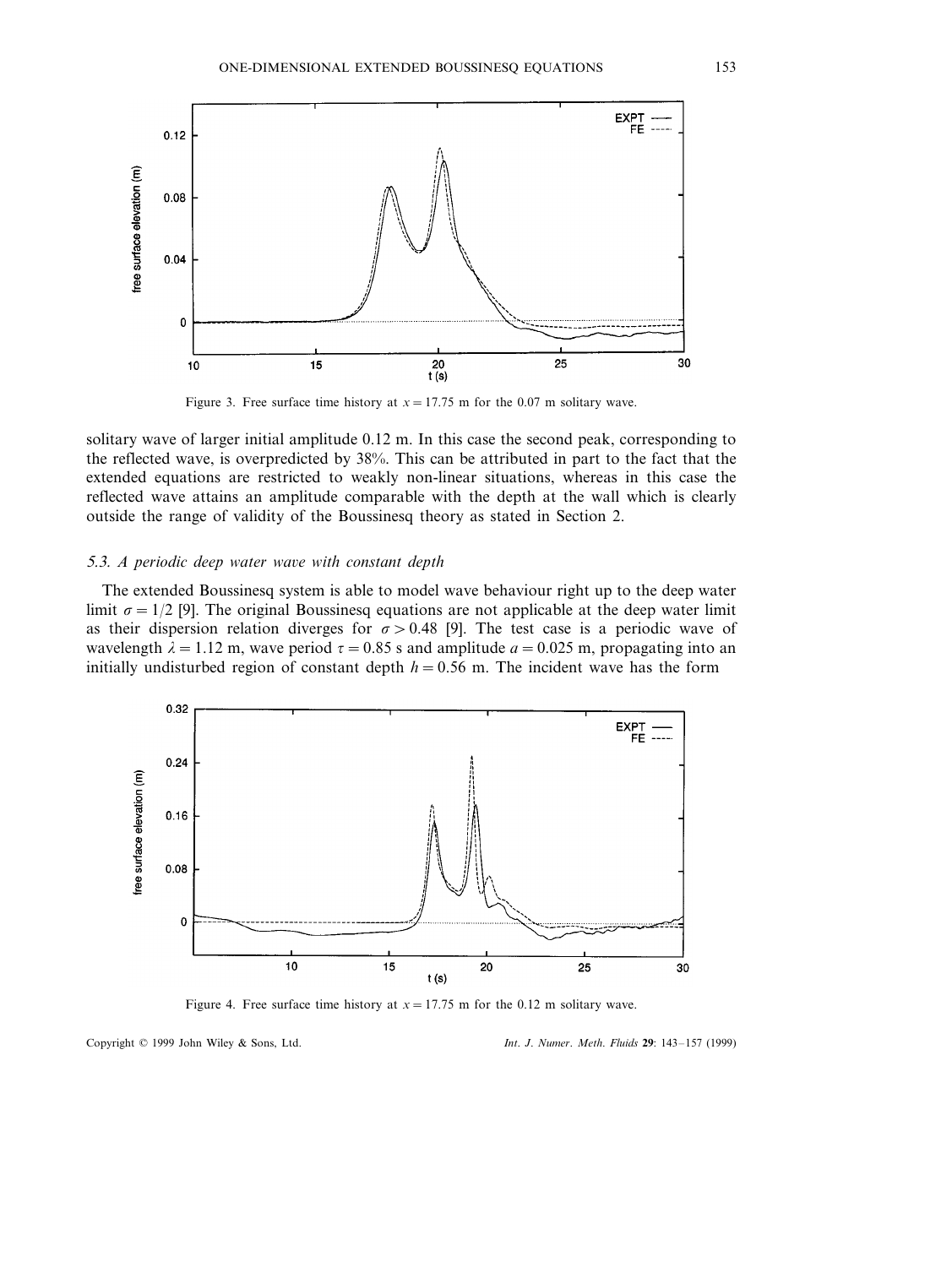Figure 3. Free surface time history at $x = 17.75$ m for the 0.07 m solitary wave.

solitary wave of larger initial amplitude 0.12 m. In this case the second peak, corresponding to the reflected wave, is overpredicted by 38%. This can be attributed in part to the fact that the extended equations are restricted to weakly non-linear situations, whereas in this case the reflected wave attains an amplitude comparable with the depth at the wall which is clearly outside the range of validity of the Boussinesq theory as stated in Section 2.

### 5.3. *A periodic deep water wave with constant depth*

The extended Boussinesq system is able to model wave behaviour right up to the deep water limit $\sigma = 1/2$ [9]. The original Boussinesq equations are not applicable at the deep water limit as their dispersion relation diverges for $\sigma > 0.48$ [9]. The test case is a periodic wave of wavelength $\lambda = 1.12$ m, wave period $\tau = 0.85$ s and amplitude $a = 0.025$ m, propagating into an initially undisturbed region of constant depth $h = 0.56$ m. The incident wave has the form

Figure 4. Free surface time history at $x = 17.75$ m for the 0.12 m solitary wave.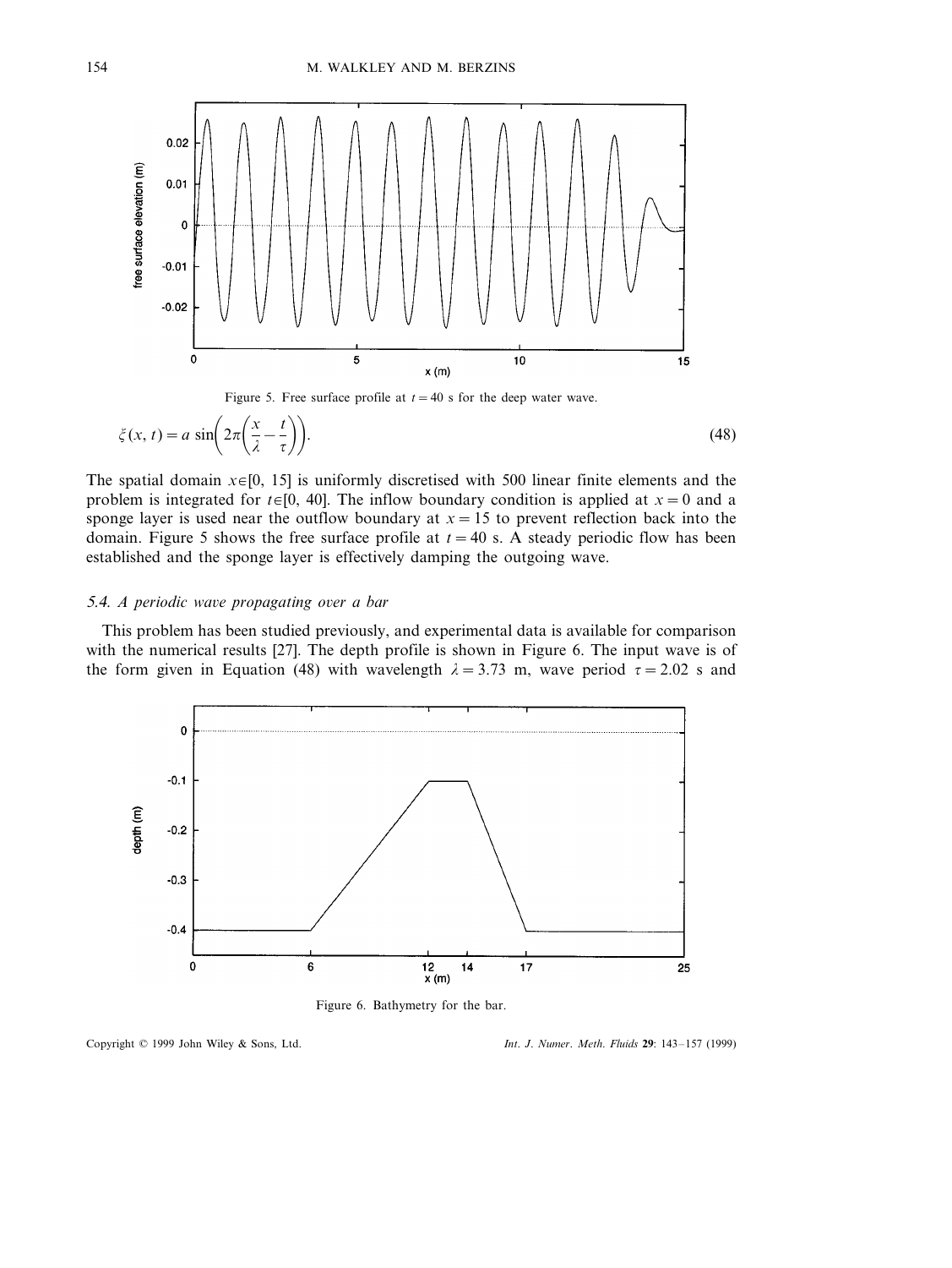Figure 5. Free surface profile at $t = 40$ s for the deep water wave.

$$\xi(x, t) = a \sin\left(2\pi\left(\frac{x}{\lambda} - \frac{t}{\tau}\right)\right). \tag{48}$$

The spatial domain $x \in [0, 15]$ is uniformly discretised with 500 linear finite elements and the problem is integrated for $t \in [0, 40]$. The inflow boundary condition is applied at $x = 0$ and a sponge layer is used near the outflow boundary at $x = 15$ to prevent reflection back into the domain. Figure 5 shows the free surface profile at $t = 40$ s. A steady periodic flow has been established and the sponge layer is effectively damping the outgoing wave.

### 5.4. *A periodic wave propagating over a bar*

This problem has been studied previously, and experimental data is available for comparison with the numerical results [27]. The depth profile is shown in Figure 6. The input wave is of the form given in Equation (48) with wavelength $\lambda = 3.73$ m, wave period $\tau = 2.02$ s and

Figure 6. Bathymetry for the bar.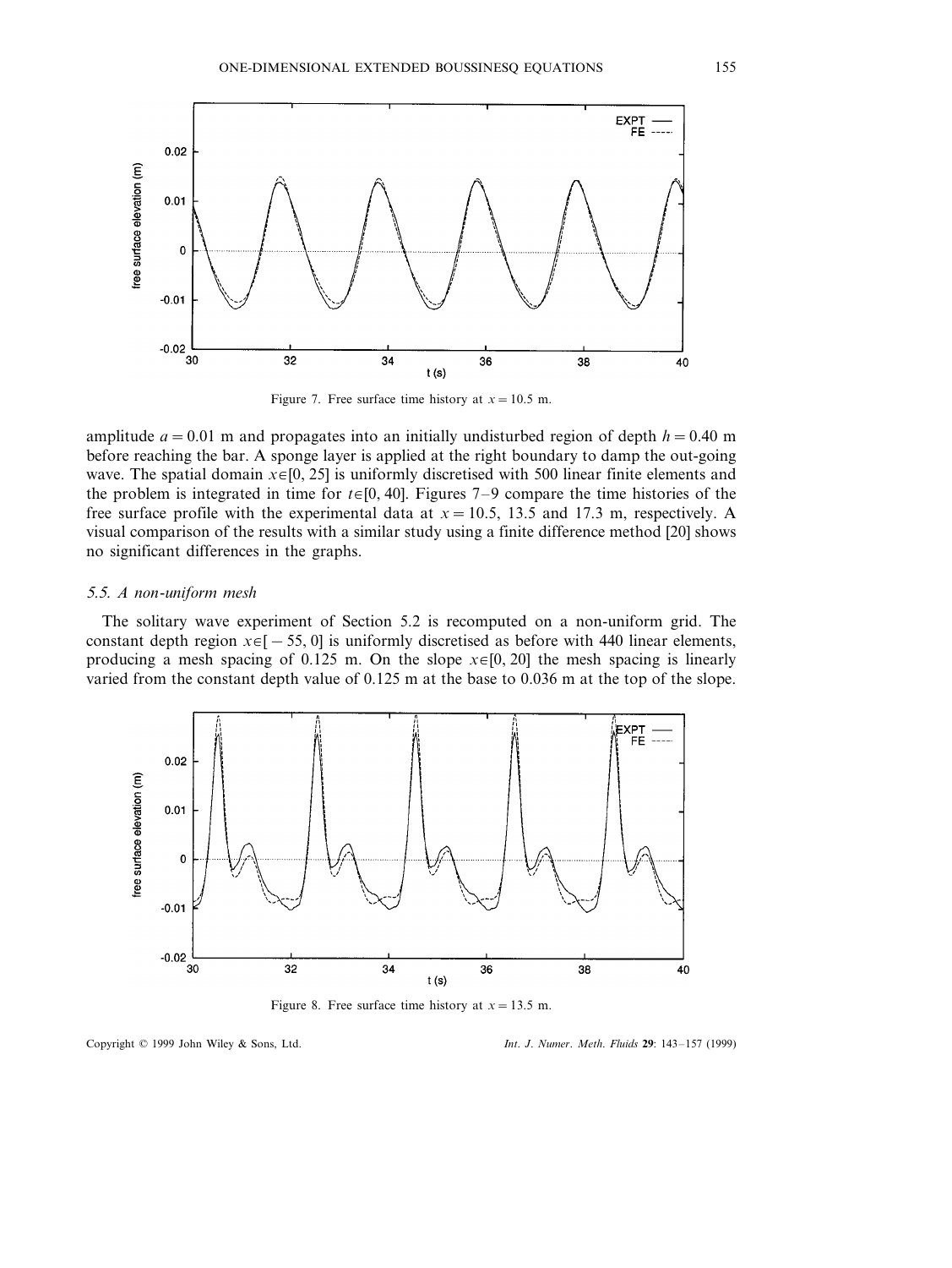Figure 7. Free surface time history at $x = 10.5$ m.

amplitude $a = 0.01$ m and propagates into an initially undisturbed region of depth $h = 0.40$ m before reaching the bar. A sponge layer is applied at the right boundary to damp the out-going wave. The spatial domain $x \in [0, 25]$ is uniformly discretised with 500 linear finite elements and the problem is integrated in time for $t \in [0, 40]$. Figures 7–9 compare the time histories of the free surface profile with the experimental data at $x = 10.5$, 13.5 and 17.3 m, respectively. A visual comparison of the results with a similar study using a finite difference method [20] shows no significant differences in the graphs.

### *5.5. A non-uniform mesh*

The solitary wave experiment of Section 5.2 is recomputed on a non-uniform grid. The constant depth region $x \in [-55, 0]$ is uniformly discretised as before with 440 linear elements, producing a mesh spacing of 0.125 m. On the slope $x \in [0, 20]$ the mesh spacing is linearly varied from the constant depth value of 0.125 m at the base to 0.036 m at the top of the slope.

Figure 8. Free surface time history at $x = 13.5$ m.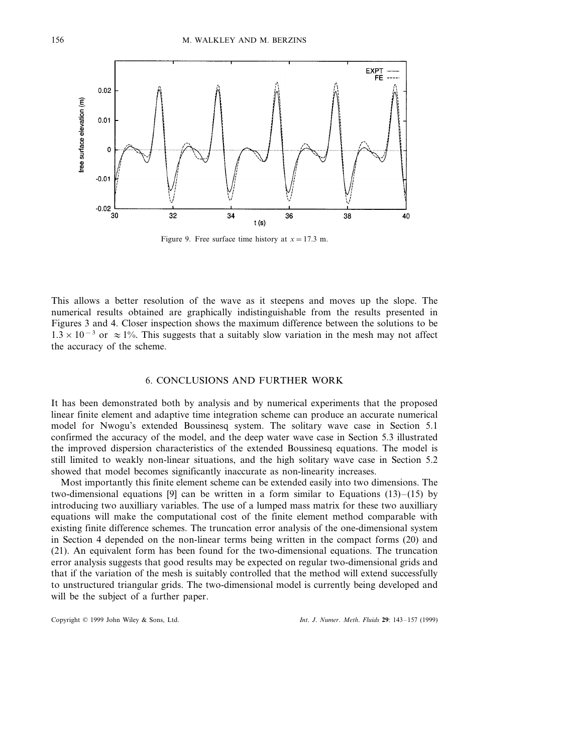Figure 9. Free surface time history at $x = 17.3$ m.

This allows a better resolution of the wave as it steepens and moves up the slope. The numerical results obtained are graphically indistinguishable from the results presented in Figures 3 and 4. Closer inspection shows the maximum difference between the solutions to be $1.3 \times 10^{-3}$ or $\approx 1\%$. This suggests that a suitably slow variation in the mesh may not affect the accuracy of the scheme.

## 6. CONCLUSIONS AND FURTHER WORK

It has been demonstrated both by analysis and by numerical experiments that the proposed linear finite element and adaptive time integration scheme can produce an accurate numerical model for Nwogu's extended Boussinesq system. The solitary wave case in Section 5.1 confirmed the accuracy of the model, and the deep water wave case in Section 5.3 illustrated the improved dispersion characteristics of the extended Boussinesq equations. The model is still limited to weakly non-linear situations, and the high solitary wave case in Section 5.2 showed that model becomes significantly inaccurate as non-linearity increases.

Most importantly this finite element scheme can be extended easily into two dimensions. The two-dimensional equations [9] can be written in a form similar to Equations (13)–(15) by introducing two auxilliary variables. The use of a lumped mass matrix for these two auxilliary equations will make the computational cost of the finite element method comparable with existing finite difference schemes. The truncation error analysis of the one-dimensional system in Section 4 depended on the non-linear terms being written in the compact forms (20) and (21). An equivalent form has been found for the two-dimensional equations. The truncation error analysis suggests that good results may be expected on regular two-dimensional grids and that if the variation of the mesh is suitably controlled that the method will extend successfully to unstructured triangular grids. The two-dimensional model is currently being developed and will be the subject of a further paper.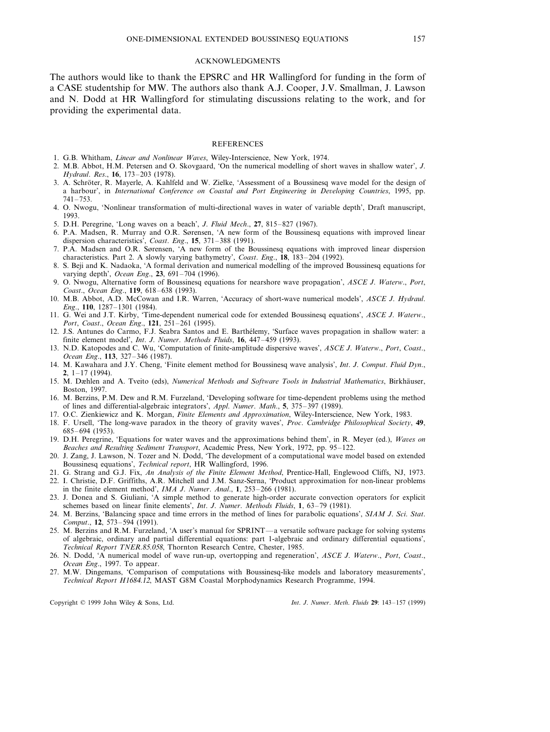## ACKNOWLEDGMENTS

The authors would like to thank the EPSRC and HR Wallingford for funding in the form of a CASE studentship for MW. The authors also thank A.J. Cooper, J.V. Smallman, J. Lawson and N. Dodd at HR Wallingford for stimulating discussions relating to the work, and for providing the experimental data.

## REFERENCES

1. G.B. Whitham, *Linear and Nonlinear Waves*, Wiley-Interscience, New York, 1974.
2. M.B. Abbot, H.M. Petersen and O. Skovgaard, 'On the numerical modelling of short waves in shallow water', *J. Hydraul. Res.*, **16**, 173–203 (1978).
3. A. Schröter, R. Mayerle, A. Kahlfeld and W. Zielke, 'Assessment of a Boussinesq wave model for the design of a harbour', in *International Conference on Coastal and Port Engineering in Developing Countries*, 1995, pp. 741–753.
4. O. Nwogu, 'Nonlinear transformation of multi-directional waves in water of variable depth', Draft manuscript, 1993.
5. D.H. Peregrine, 'Long waves on a beach', *J. Fluid Mech.*, **27**, 815–827 (1967).
6. P.A. Madsen, R. Murray and O.R. Sørensen, 'A new form of the Boussinesq equations with improved linear dispersion characteristics', *Coast. Eng.*, **15**, 371–388 (1991).
7. P.A. Madsen and O.R. Sørensen, 'A new form of the Boussinesq equations with improved linear dispersion characteristics. Part 2. A slowly varying bathymetry', *Coast. Eng.*, **18**, 183–204 (1992).
8. S. Beji and K. Nadaoka, 'A formal derivation and numerical modelling of the improved Boussinesq equations for varying depth', *Ocean Eng.*, **23**, 691–704 (1996).
9. O. Nwogu, Alternative form of Boussinesq equations for nearshore wave propagation', *ASCE J. Waterw., Port, Coast., Ocean Eng.*, **119**, 618–638 (1993).
10. M.B. Abbot, A.D. McCowan and I.R. Warren, 'Accuracy of short-wave numerical models', *ASCE J. Hydraul. Eng.*, **110**, 1287–1301 (1984).
11. G. Wei and J.T. Kirby, 'Time-dependent numerical code for extended Boussinesq equations', *ASCE J. Waterw., Port, Coast., Ocean Eng.*, **121**, 251–261 (1995).
12. J.S. Antunes do Carmo, F.J. Seabra Santos and E. Barthélemy, 'Surface waves propagation in shallow water: a finite element model', *Int. J. Numer. Methods Fluids*, **16**, 447–459 (1993).
13. N.D. Katopodes and C. Wu, 'Computation of finite-amplitude dispersive waves', *ASCE J. Waterw., Port, Coast., Ocean Eng.*, **113**, 327–346 (1987).
14. M. Kawahara and J.Y. Cheng, 'Finite element method for Boussinesq wave analysis', *Int. J. Comput. Fluid Dyn.*, **2**, 1–17 (1994).
15. M. Dæhlen and A. Tveito (eds), *Numerical Methods and Software Tools in Industrial Mathematics*, Birkhäuser, Boston, 1997.
16. M. Berzins, P.M. Dew and R.M. Furzeland, 'Developing software for time-dependent problems using the method of lines and differential-algebraic integrators', *Appl. Numer. Math.*, **5**, 375–397 (1989).
17. O.C. Zienkiewicz and K. Morgan, *Finite Elements and Approximation*, Wiley-Interscience, New York, 1983.
18. F. Ursell, 'The long-wave paradox in the theory of gravity waves', *Proc. Cambridge Philosophical Society*, **49**, 685–694 (1953).
19. D.H. Peregrine, 'Equations for water waves and the approximations behind them', in R. Meyer (ed.), *Waves on Beaches and Resulting Sediment Transport*, Academic Press, New York, 1972, pp. 95–122.
20. J. Zang, J. Lawson, N. Tozer and N. Dodd, 'The development of a computational wave model based on extended Boussinesq equations', *Technical report*, HR Wallingford, 1996.
21. G. Strang and G.J. Fix, *An Analysis of the Finite Element Method*, Prentice-Hall, Englewood Cliffs, NJ, 1973.
22. I. Christie, D.F. Griffiths, A.R. Mitchell and J.M. Sanz-Serna, 'Product approximation for non-linear problems in the finite element method', *IMA J. Numer. Anal.*, **1**, 253–266 (1981).
23. J. Donea and S. Giuliani, 'A simple method to generate high-order accurate convection operators for explicit schemes based on linear finite elements', *Int. J. Numer. Methods Fluids*, **1**, 63–79 (1981).
24. M. Berzins, 'Balancing space and time errors in the method of lines for parabolic equations', *SIAM J. Sci. Stat. Comput.*, **12**, 573–594 (1991).
25. M. Berzins and R.M. Furzeland, 'A user's manual for SPRINT—a versatile software package for solving systems of algebraic, ordinary and partial differential equations: part 1-algebraic and ordinary differential equations', *Technical Report TNER.85.058*, Thornton Research Centre, Chester, 1985.
26. N. Dodd, 'A numerical model of wave run-up, overtopping and regeneration', *ASCE J. Waterw., Port, Coast., Ocean Eng.*, 1997. To appear.
27. M.W. Dingemans, 'Comparison of computations with Boussinesq-like models and laboratory measurements', *Technical Report H1684.12*, MAST G8M Coastal Morphodynamics Research Programme, 1994.